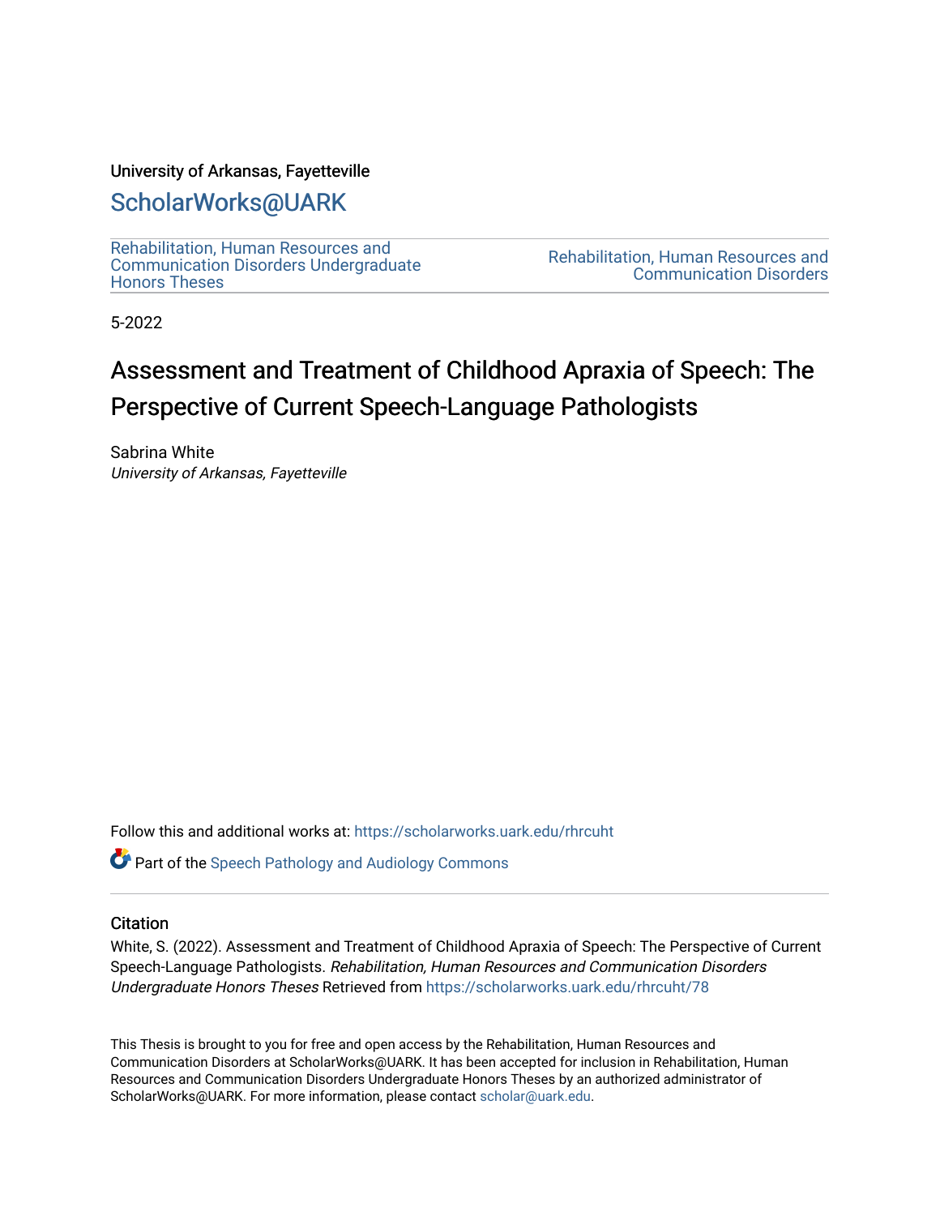University of Arkansas, Fayetteville

# ScholarWorks@UARK

Rehabilitation, Human Resources and Communication Disorders Undergraduate Honors Theses

Rehabilitation, Human Resources and Communication Disorders

5-2022

# Assessment and Treatment of Childhood Apraxia of Speech: The Perspective of Current Speech-Language Pathologists

Sabrina White
*University of Arkansas, Fayetteville*

Follow this and additional works at: https://scholarworks.uark.edu/rhrcuht

Part of the Speech Pathology and Audiology Commons

## Citation

White, S. (2022). Assessment and Treatment of Childhood Apraxia of Speech: The Perspective of Current Speech-Language Pathologists. *Rehabilitation, Human Resources and Communication Disorders Undergraduate Honors Theses* Retrieved from https://scholarworks.uark.edu/rhrcuht/78

This Thesis is brought to you for free and open access by the Rehabilitation, Human Resources and Communication Disorders at ScholarWorks@UARK. It has been accepted for inclusion in Rehabilitation, Human Resources and Communication Disorders Undergraduate Honors Theses by an authorized administrator of ScholarWorks@UARK. For more information, please contact scholar@uark.edu.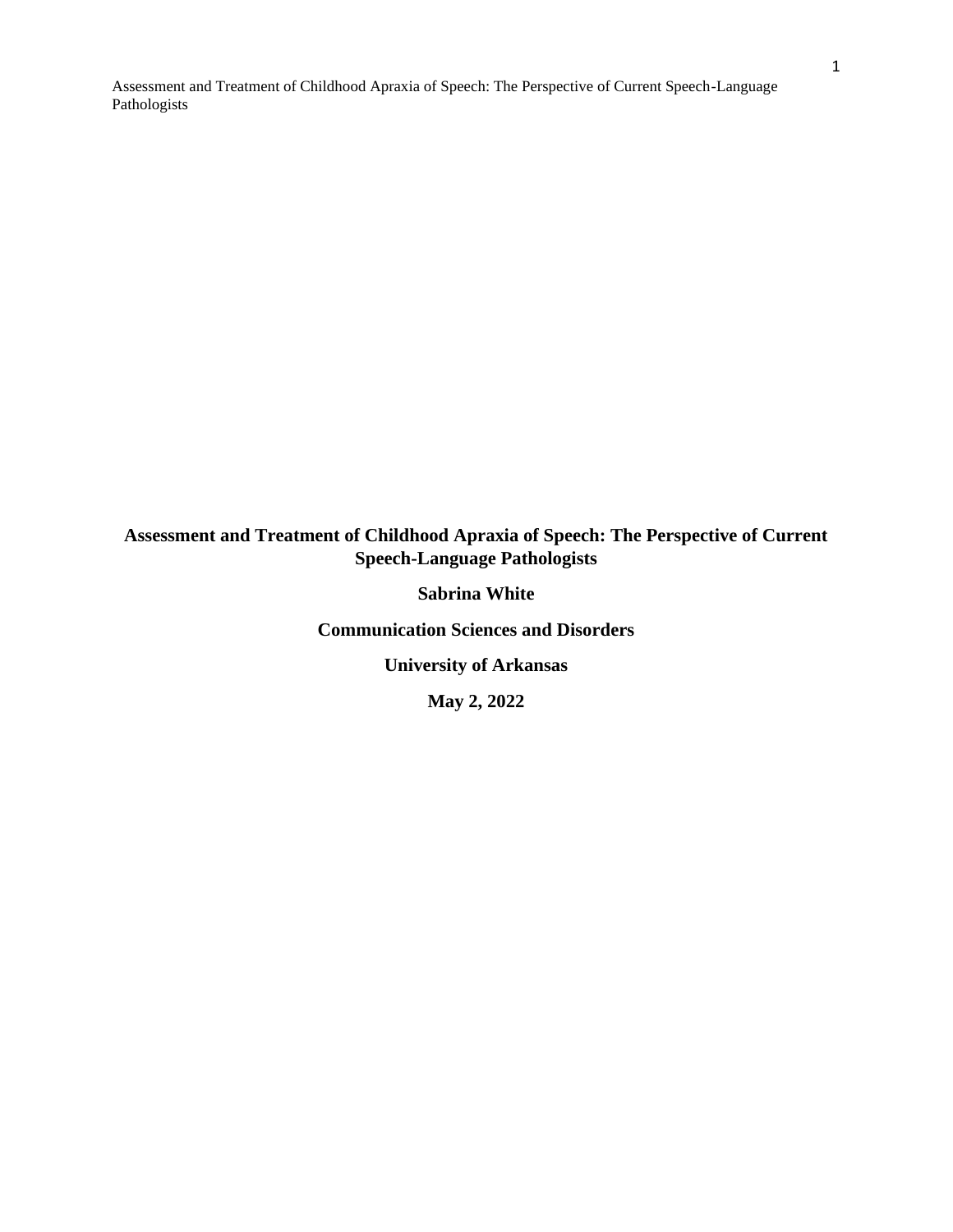**Assessment and Treatment of Childhood Apraxia of Speech: The Perspective of Current Speech-Language Pathologists**

**Sabrina White**

**Communication Sciences and Disorders**

**University of Arkansas**

**May 2, 2022**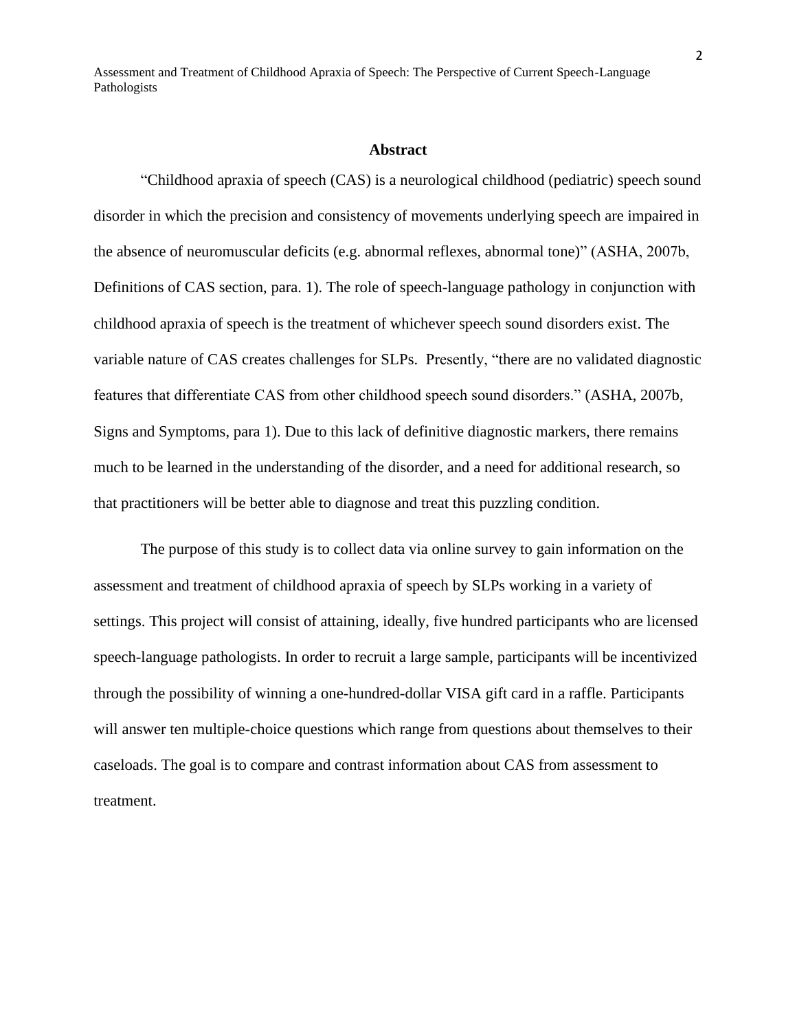## Abstract

"Childhood apraxia of speech (CAS) is a neurological childhood (pediatric) speech sound disorder in which the precision and consistency of movements underlying speech are impaired in the absence of neuromuscular deficits (e.g. abnormal reflexes, abnormal tone)" (ASHA, 2007b, Definitions of CAS section, para. 1). The role of speech-language pathology in conjunction with childhood apraxia of speech is the treatment of whichever speech sound disorders exist. The variable nature of CAS creates challenges for SLPs. Presently, "there are no validated diagnostic features that differentiate CAS from other childhood speech sound disorders." (ASHA, 2007b, Signs and Symptoms, para 1). Due to this lack of definitive diagnostic markers, there remains much to be learned in the understanding of the disorder, and a need for additional research, so that practitioners will be better able to diagnose and treat this puzzling condition.

The purpose of this study is to collect data via online survey to gain information on the assessment and treatment of childhood apraxia of speech by SLPs working in a variety of settings. This project will consist of attaining, ideally, five hundred participants who are licensed speech-language pathologists. In order to recruit a large sample, participants will be incentivized through the possibility of winning a one-hundred-dollar VISA gift card in a raffle. Participants will answer ten multiple-choice questions which range from questions about themselves to their caseloads. The goal is to compare and contrast information about CAS from assessment to treatment.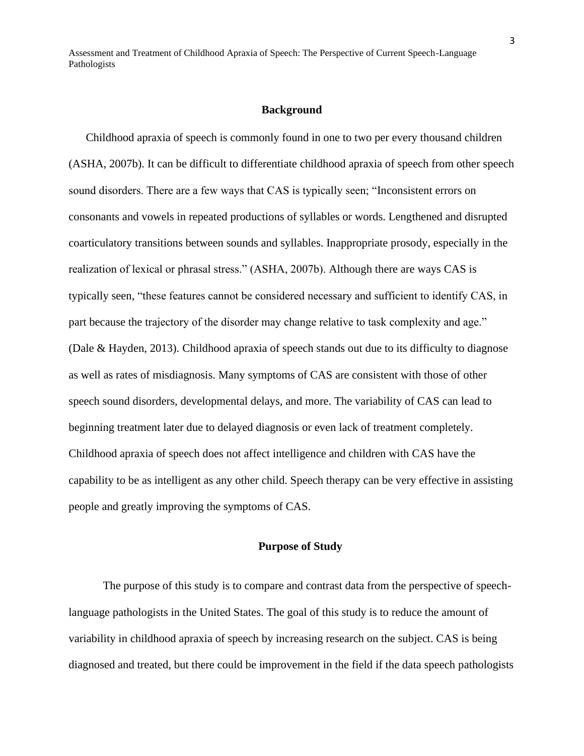## Background

Childhood apraxia of speech is commonly found in one to two per every thousand children (ASHA, 2007b). It can be difficult to differentiate childhood apraxia of speech from other speech sound disorders. There are a few ways that CAS is typically seen; "Inconsistent errors on consonants and vowels in repeated productions of syllables or words. Lengthened and disrupted coarticulatory transitions between sounds and syllables. Inappropriate prosody, especially in the realization of lexical or phrasal stress." (ASHA, 2007b). Although there are ways CAS is typically seen, "these features cannot be considered necessary and sufficient to identify CAS, in part because the trajectory of the disorder may change relative to task complexity and age." (Dale & Hayden, 2013). Childhood apraxia of speech stands out due to its difficulty to diagnose as well as rates of misdiagnosis. Many symptoms of CAS are consistent with those of other speech sound disorders, developmental delays, and more. The variability of CAS can lead to beginning treatment later due to delayed diagnosis or even lack of treatment completely. Childhood apraxia of speech does not affect intelligence and children with CAS have the capability to be as intelligent as any other child. Speech therapy can be very effective in assisting people and greatly improving the symptoms of CAS.

## Purpose of Study

The purpose of this study is to compare and contrast data from the perspective of speech-language pathologists in the United States. The goal of this study is to reduce the amount of variability in childhood apraxia of speech by increasing research on the subject. CAS is being diagnosed and treated, but there could be improvement in the field if the data speech pathologists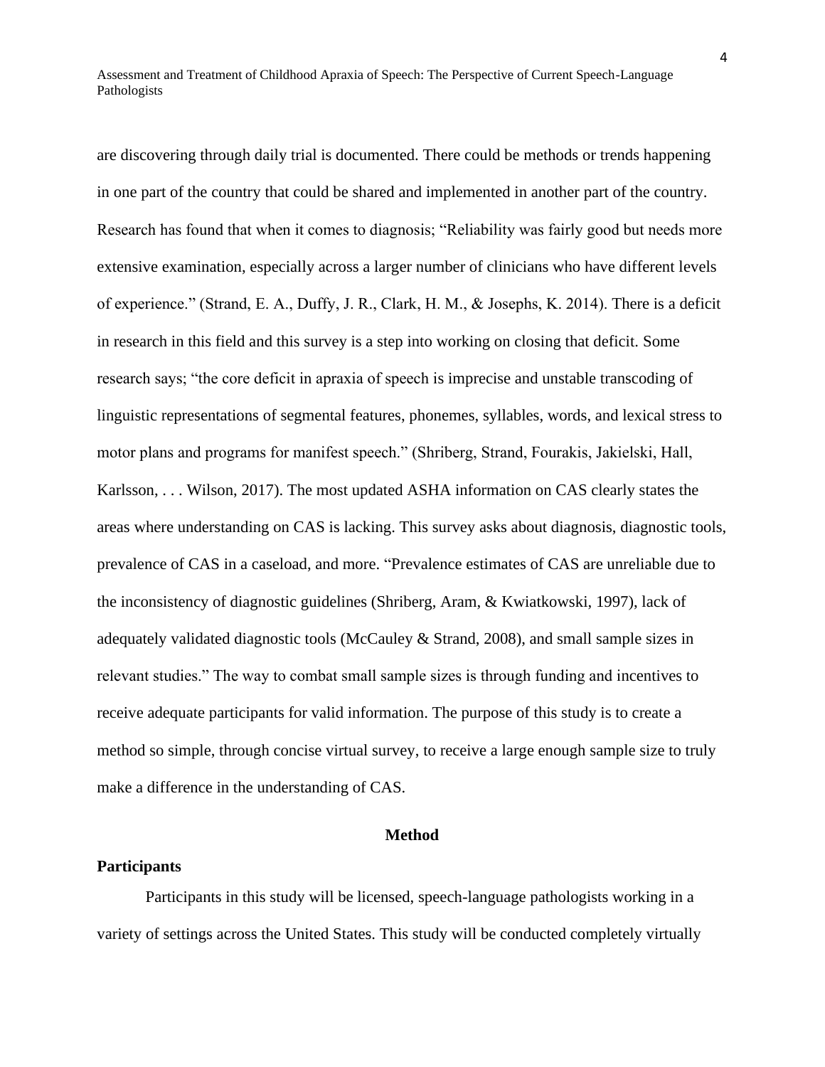are discovering through daily trial is documented. There could be methods or trends happening in one part of the country that could be shared and implemented in another part of the country. Research has found that when it comes to diagnosis; "Reliability was fairly good but needs more extensive examination, especially across a larger number of clinicians who have different levels of experience." (Strand, E. A., Duffy, J. R., Clark, H. M., & Josephs, K. 2014). There is a deficit in research in this field and this survey is a step into working on closing that deficit. Some research says; "the core deficit in apraxia of speech is imprecise and unstable transcoding of linguistic representations of segmental features, phonemes, syllables, words, and lexical stress to motor plans and programs for manifest speech." (Shriberg, Strand, Fourakis, Jakielski, Hall, Karlsson, . . . Wilson, 2017). The most updated ASHA information on CAS clearly states the areas where understanding on CAS is lacking. This survey asks about diagnosis, diagnostic tools, prevalence of CAS in a caseload, and more. "Prevalence estimates of CAS are unreliable due to the inconsistency of diagnostic guidelines (Shriberg, Aram, & Kwiatkowski, 1997), lack of adequately validated diagnostic tools (McCauley & Strand, 2008), and small sample sizes in relevant studies." The way to combat small sample sizes is through funding and incentives to receive adequate participants for valid information. The purpose of this study is to create a method so simple, through concise virtual survey, to receive a large enough sample size to truly make a difference in the understanding of CAS.

## Method

### Participants

Participants in this study will be licensed, speech-language pathologists working in a variety of settings across the United States. This study will be conducted completely virtually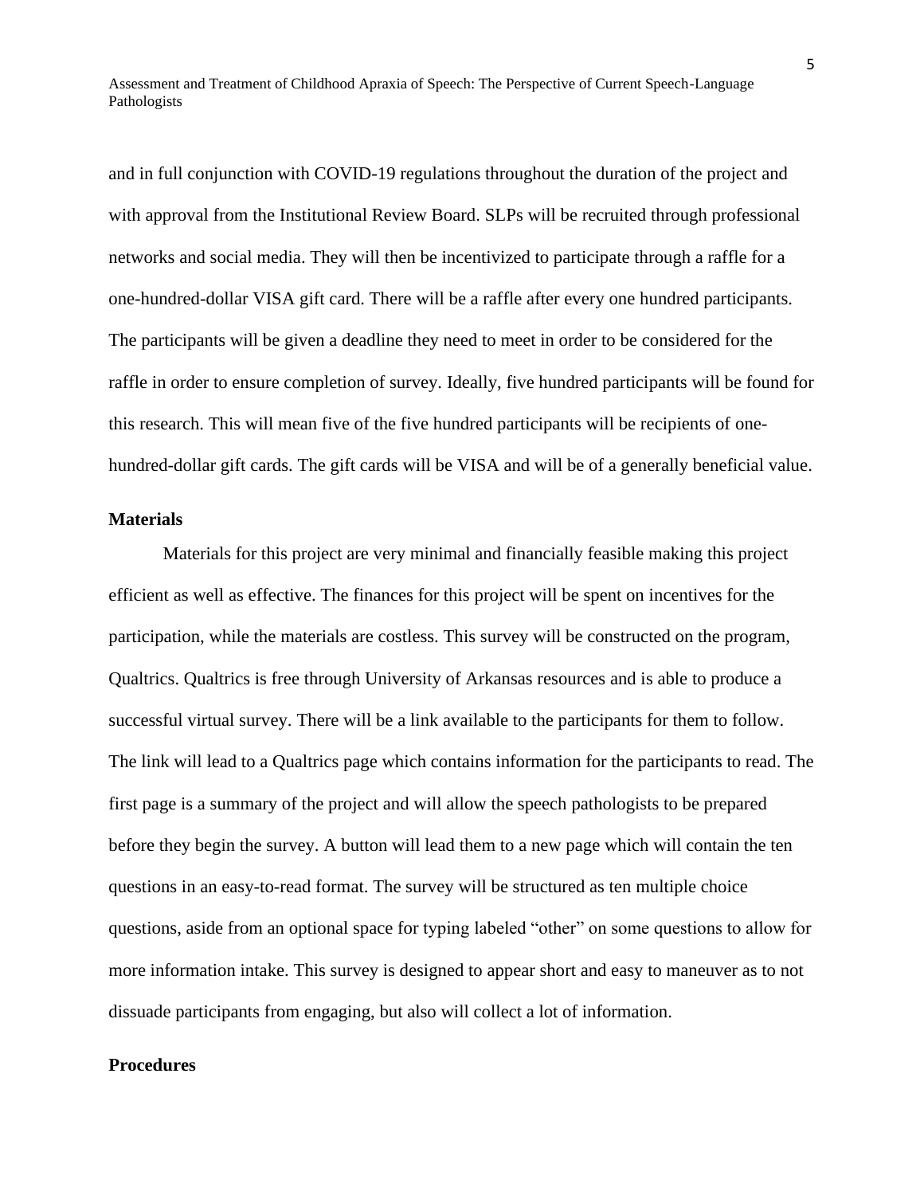and in full conjunction with COVID-19 regulations throughout the duration of the project and with approval from the Institutional Review Board. SLPs will be recruited through professional networks and social media. They will then be incentivized to participate through a raffle for a one-hundred-dollar VISA gift card. There will be a raffle after every one hundred participants. The participants will be given a deadline they need to meet in order to be considered for the raffle in order to ensure completion of survey. Ideally, five hundred participants will be found for this research. This will mean five of the five hundred participants will be recipients of one-hundred-dollar gift cards. The gift cards will be VISA and will be of a generally beneficial value.

## Materials

Materials for this project are very minimal and financially feasible making this project efficient as well as effective. The finances for this project will be spent on incentives for the participation, while the materials are costless. This survey will be constructed on the program, Qualtrics. Qualtrics is free through University of Arkansas resources and is able to produce a successful virtual survey. There will be a link available to the participants for them to follow. The link will lead to a Qualtrics page which contains information for the participants to read. The first page is a summary of the project and will allow the speech pathologists to be prepared before they begin the survey. A button will lead them to a new page which will contain the ten questions in an easy-to-read format. The survey will be structured as ten multiple choice questions, aside from an optional space for typing labeled "other" on some questions to allow for more information intake. This survey is designed to appear short and easy to maneuver as to not dissuade participants from engaging, but also will collect a lot of information.

## Procedures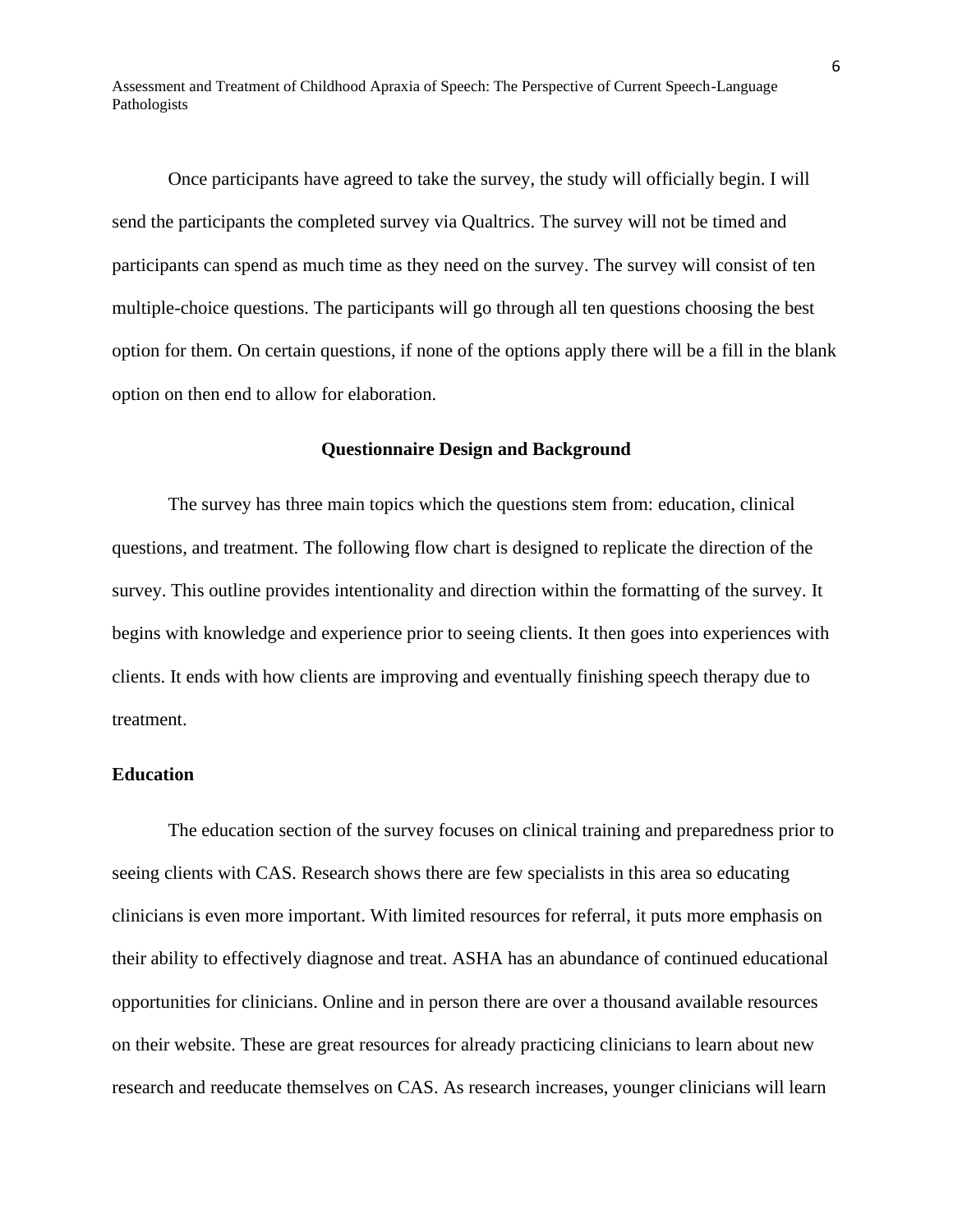Once participants have agreed to take the survey, the study will officially begin. I will send the participants the completed survey via Qualtrics. The survey will not be timed and participants can spend as much time as they need on the survey. The survey will consist of ten multiple-choice questions. The participants will go through all ten questions choosing the best option for them. On certain questions, if none of the options apply there will be a fill in the blank option on then end to allow for elaboration.

## Questionnaire Design and Background

The survey has three main topics which the questions stem from: education, clinical questions, and treatment. The following flow chart is designed to replicate the direction of the survey. This outline provides intentionality and direction within the formatting of the survey. It begins with knowledge and experience prior to seeing clients. It then goes into experiences with clients. It ends with how clients are improving and eventually finishing speech therapy due to treatment.

### Education

The education section of the survey focuses on clinical training and preparedness prior to seeing clients with CAS. Research shows there are few specialists in this area so educating clinicians is even more important. With limited resources for referral, it puts more emphasis on their ability to effectively diagnose and treat. ASHA has an abundance of continued educational opportunities for clinicians. Online and in person there are over a thousand available resources on their website. These are great resources for already practicing clinicians to learn about new research and reeducate themselves on CAS. As research increases, younger clinicians will learn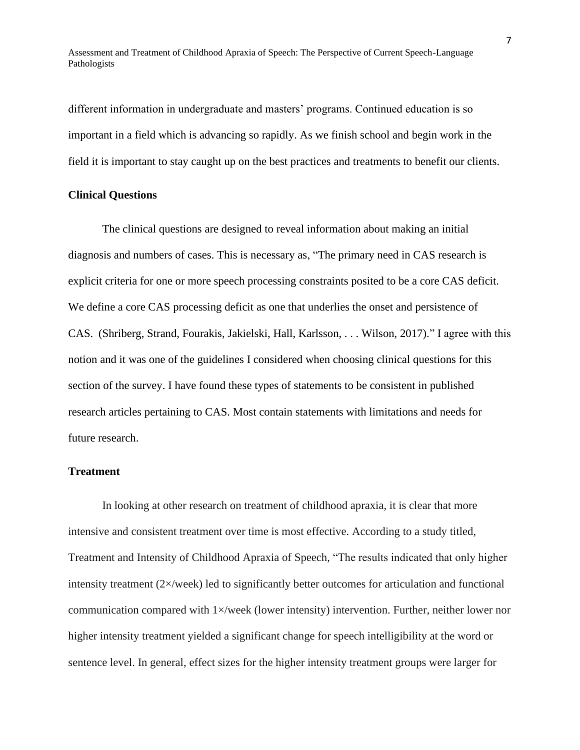different information in undergraduate and masters' programs. Continued education is so important in a field which is advancing so rapidly. As we finish school and begin work in the field it is important to stay caught up on the best practices and treatments to benefit our clients.

## Clinical Questions

The clinical questions are designed to reveal information about making an initial diagnosis and numbers of cases. This is necessary as, "The primary need in CAS research is explicit criteria for one or more speech processing constraints posited to be a core CAS deficit. We define a core CAS processing deficit as one that underlies the onset and persistence of CAS. (Shriberg, Strand, Fourakis, Jakielski, Hall, Karlsson, . . . Wilson, 2017)." I agree with this notion and it was one of the guidelines I considered when choosing clinical questions for this section of the survey. I have found these types of statements to be consistent in published research articles pertaining to CAS. Most contain statements with limitations and needs for future research.

## Treatment

In looking at other research on treatment of childhood apraxia, it is clear that more intensive and consistent treatment over time is most effective. According to a study titled, Treatment and Intensity of Childhood Apraxia of Speech, "The results indicated that only higher intensity treatment (2×/week) led to significantly better outcomes for articulation and functional communication compared with 1×/week (lower intensity) intervention. Further, neither lower nor higher intensity treatment yielded a significant change for speech intelligibility at the word or sentence level. In general, effect sizes for the higher intensity treatment groups were larger for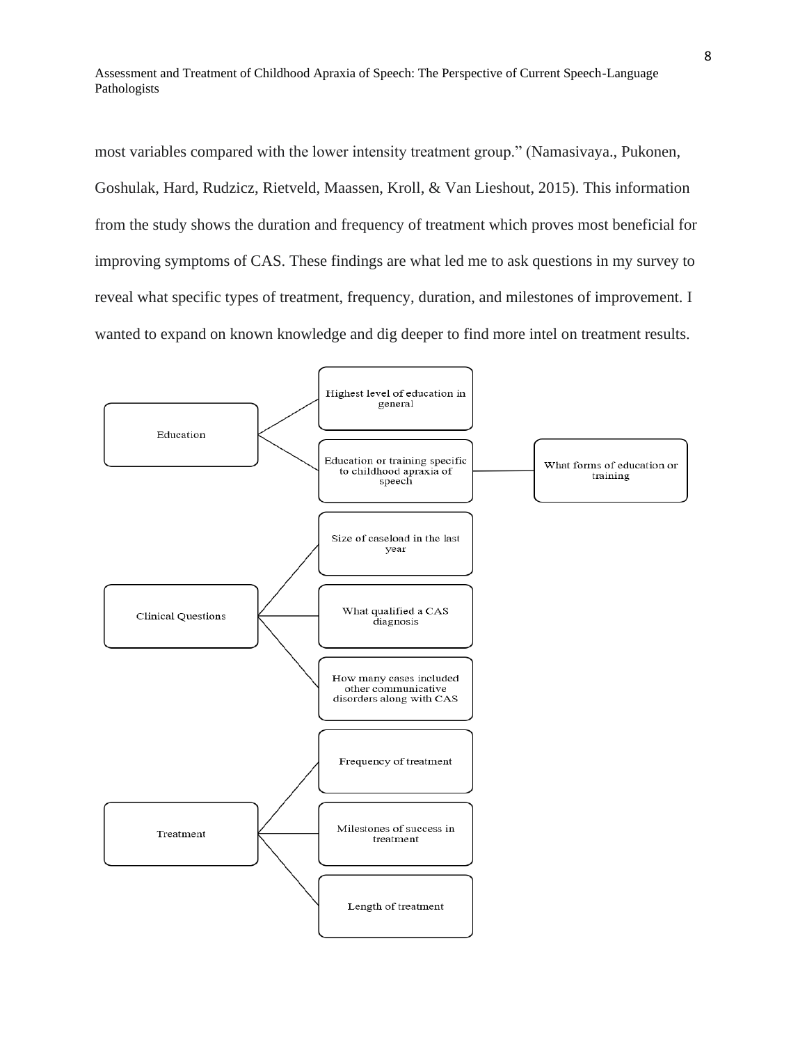most variables compared with the lower intensity treatment group." (Namasivaya., Pukonen, Goshulak, Hard, Rudzicz, Rietveld, Maassen, Kroll, & Van Lieshout, 2015). This information from the study shows the duration and frequency of treatment which proves most beneficial for improving symptoms of CAS. These findings are what led me to ask questions in my survey to reveal what specific types of treatment, frequency, duration, and milestones of improvement. I wanted to expand on known knowledge and dig deeper to find more intel on treatment results.

- Education
  - Highest level of education in general
  - Education or training specific to childhood apraxia of speech
    - What forms of education or training
- Clinical Questions
  - Size of caseload in the last year
  - What qualified a CAS diagnosis
  - How many cases included other communicative disorders along with CAS
- Treatment
  - Frequency of treatment
  - Milestones of success in treatment
  - Length of treatment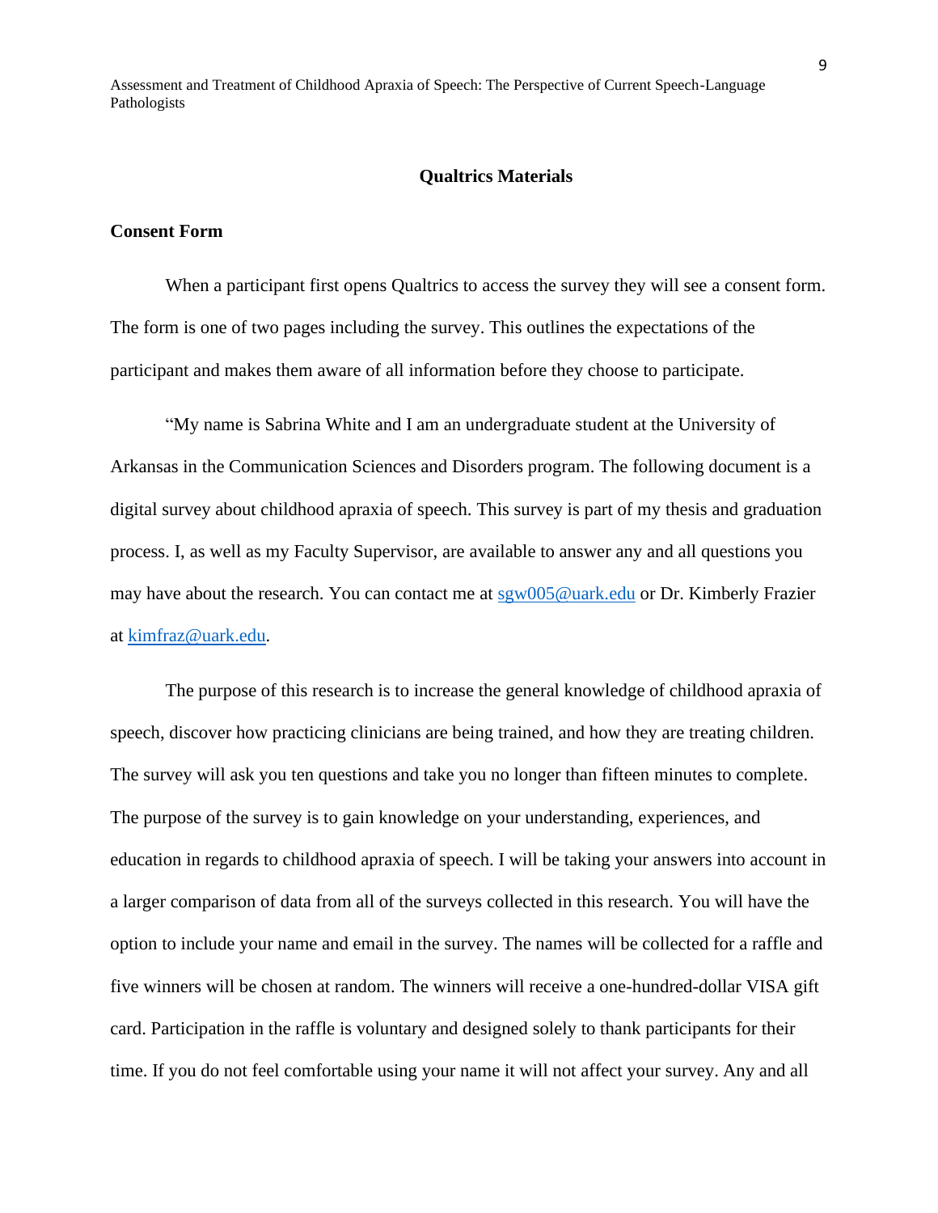## Qualtrics Materials

### Consent Form

When a participant first opens Qualtrics to access the survey they will see a consent form. The form is one of two pages including the survey. This outlines the expectations of the participant and makes them aware of all information before they choose to participate.

"My name is Sabrina White and I am an undergraduate student at the University of Arkansas in the Communication Sciences and Disorders program. The following document is a digital survey about childhood apraxia of speech. This survey is part of my thesis and graduation process. I, as well as my Faculty Supervisor, are available to answer any and all questions you may have about the research. You can contact me at sgw005@uark.edu or Dr. Kimberly Frazier at kimfraz@uark.edu.

The purpose of this research is to increase the general knowledge of childhood apraxia of speech, discover how practicing clinicians are being trained, and how they are treating children. The survey will ask you ten questions and take you no longer than fifteen minutes to complete. The purpose of the survey is to gain knowledge on your understanding, experiences, and education in regards to childhood apraxia of speech. I will be taking your answers into account in a larger comparison of data from all of the surveys collected in this research. You will have the option to include your name and email in the survey. The names will be collected for a raffle and five winners will be chosen at random. The winners will receive a one-hundred-dollar VISA gift card. Participation in the raffle is voluntary and designed solely to thank participants for their time. If you do not feel comfortable using your name it will not affect your survey. Any and all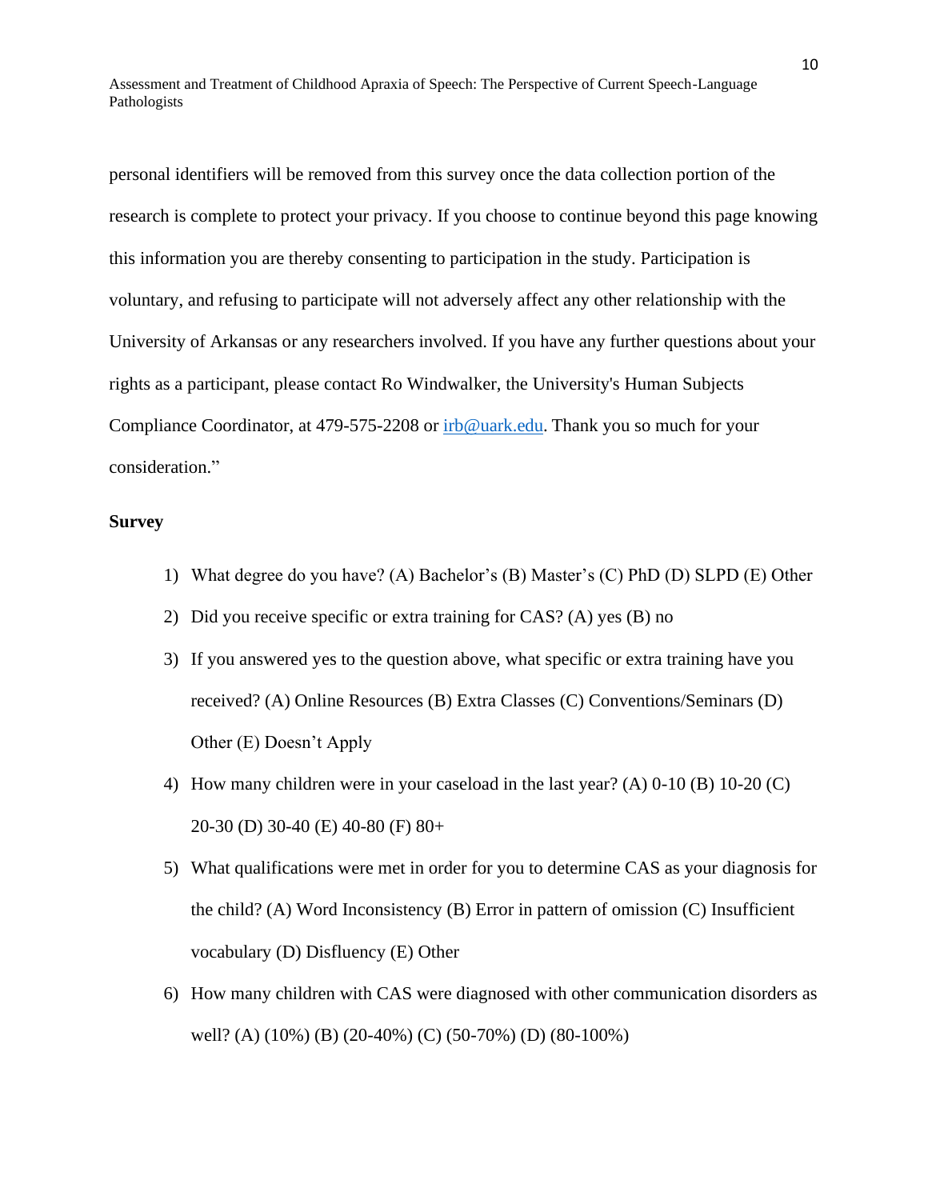personal identifiers will be removed from this survey once the data collection portion of the research is complete to protect your privacy. If you choose to continue beyond this page knowing this information you are thereby consenting to participation in the study. Participation is voluntary, and refusing to participate will not adversely affect any other relationship with the University of Arkansas or any researchers involved. If you have any further questions about your rights as a participant, please contact Ro Windwalker, the University's Human Subjects Compliance Coordinator, at 479-575-2208 or irb@uark.edu. Thank you so much for your consideration."

**Survey**

1) What degree do you have? (A) Bachelor's (B) Master's (C) PhD (D) SLPD (E) Other
2) Did you receive specific or extra training for CAS? (A) yes (B) no
3) If you answered yes to the question above, what specific or extra training have you received? (A) Online Resources (B) Extra Classes (C) Conventions/Seminars (D) Other (E) Doesn't Apply
4) How many children were in your caseload in the last year? (A) 0-10 (B) 10-20 (C) 20-30 (D) 30-40 (E) 40-80 (F) 80+
5) What qualifications were met in order for you to determine CAS as your diagnosis for the child? (A) Word Inconsistency (B) Error in pattern of omission (C) Insufficient vocabulary (D) Disfluency (E) Other
6) How many children with CAS were diagnosed with other communication disorders as well? (A) (10%) (B) (20-40%) (C) (50-70%) (D) (80-100%)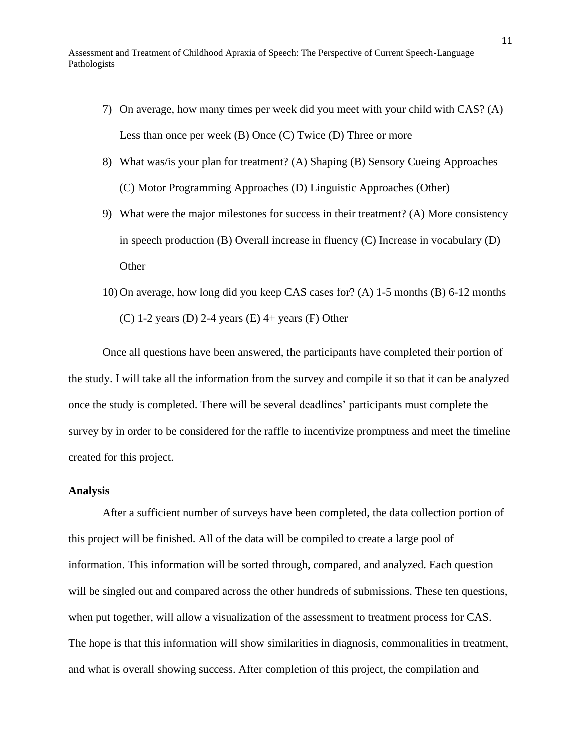7) On average, how many times per week did you meet with your child with CAS? (A) Less than once per week (B) Once (C) Twice (D) Three or more
8) What was/is your plan for treatment? (A) Shaping (B) Sensory Cueing Approaches (C) Motor Programming Approaches (D) Linguistic Approaches (Other)
9) What were the major milestones for success in their treatment? (A) More consistency in speech production (B) Overall increase in fluency (C) Increase in vocabulary (D) Other
10) On average, how long did you keep CAS cases for? (A) 1-5 months (B) 6-12 months (C) 1-2 years (D) 2-4 years (E) 4+ years (F) Other

Once all questions have been answered, the participants have completed their portion of the study. I will take all the information from the survey and compile it so that it can be analyzed once the study is completed. There will be several deadlines' participants must complete the survey by in order to be considered for the raffle to incentivize promptness and meet the timeline created for this project.

**Analysis**

After a sufficient number of surveys have been completed, the data collection portion of this project will be finished. All of the data will be compiled to create a large pool of information. This information will be sorted through, compared, and analyzed. Each question will be singled out and compared across the other hundreds of submissions. These ten questions, when put together, will allow a visualization of the assessment to treatment process for CAS. The hope is that this information will show similarities in diagnosis, commonalities in treatment, and what is overall showing success. After completion of this project, the compilation and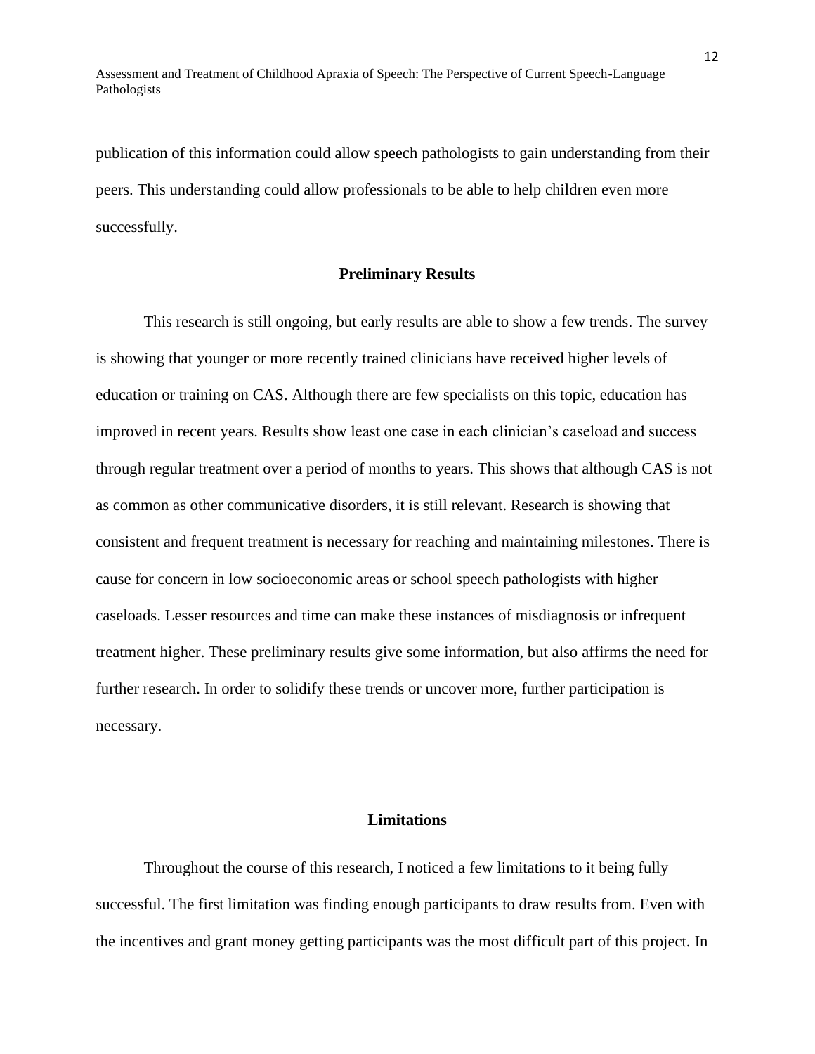publication of this information could allow speech pathologists to gain understanding from their peers. This understanding could allow professionals to be able to help children even more successfully.

## Preliminary Results

This research is still ongoing, but early results are able to show a few trends. The survey is showing that younger or more recently trained clinicians have received higher levels of education or training on CAS. Although there are few specialists on this topic, education has improved in recent years. Results show least one case in each clinician's caseload and success through regular treatment over a period of months to years. This shows that although CAS is not as common as other communicative disorders, it is still relevant. Research is showing that consistent and frequent treatment is necessary for reaching and maintaining milestones. There is cause for concern in low socioeconomic areas or school speech pathologists with higher caseloads. Lesser resources and time can make these instances of misdiagnosis or infrequent treatment higher. These preliminary results give some information, but also affirms the need for further research. In order to solidify these trends or uncover more, further participation is necessary.

## Limitations

Throughout the course of this research, I noticed a few limitations to it being fully successful. The first limitation was finding enough participants to draw results from. Even with the incentives and grant money getting participants was the most difficult part of this project. In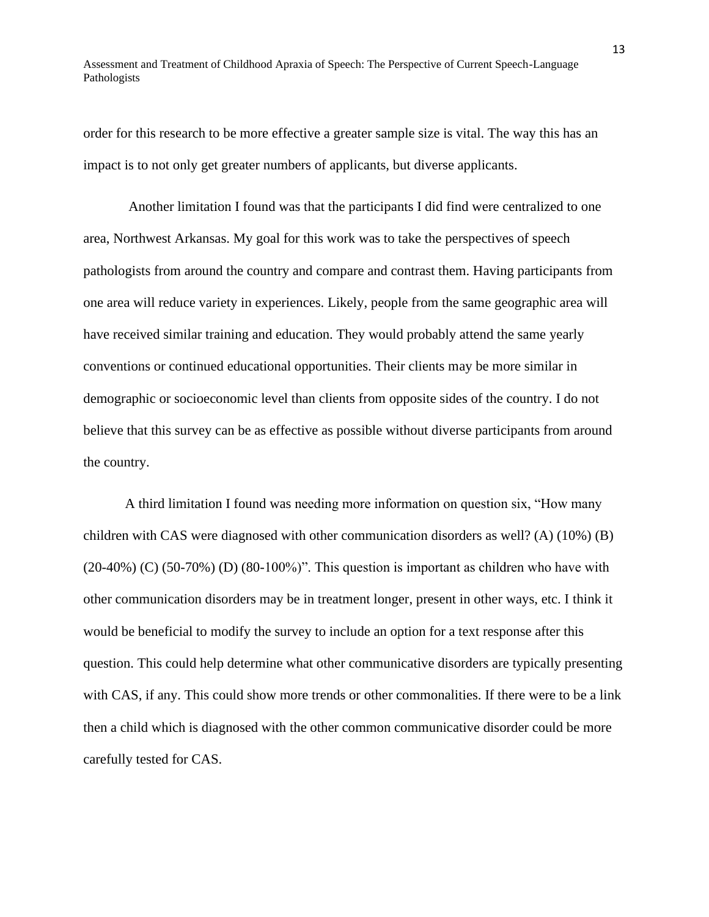order for this research to be more effective a greater sample size is vital. The way this has an impact is to not only get greater numbers of applicants, but diverse applicants.

Another limitation I found was that the participants I did find were centralized to one area, Northwest Arkansas. My goal for this work was to take the perspectives of speech pathologists from around the country and compare and contrast them. Having participants from one area will reduce variety in experiences. Likely, people from the same geographic area will have received similar training and education. They would probably attend the same yearly conventions or continued educational opportunities. Their clients may be more similar in demographic or socioeconomic level than clients from opposite sides of the country. I do not believe that this survey can be as effective as possible without diverse participants from around the country.

A third limitation I found was needing more information on question six, "How many children with CAS were diagnosed with other communication disorders as well? (A) (10%) (B) (20-40%) (C) (50-70%) (D) (80-100%)". This question is important as children who have with other communication disorders may be in treatment longer, present in other ways, etc. I think it would be beneficial to modify the survey to include an option for a text response after this question. This could help determine what other communicative disorders are typically presenting with CAS, if any. This could show more trends or other commonalities. If there were to be a link then a child which is diagnosed with the other common communicative disorder could be more carefully tested for CAS.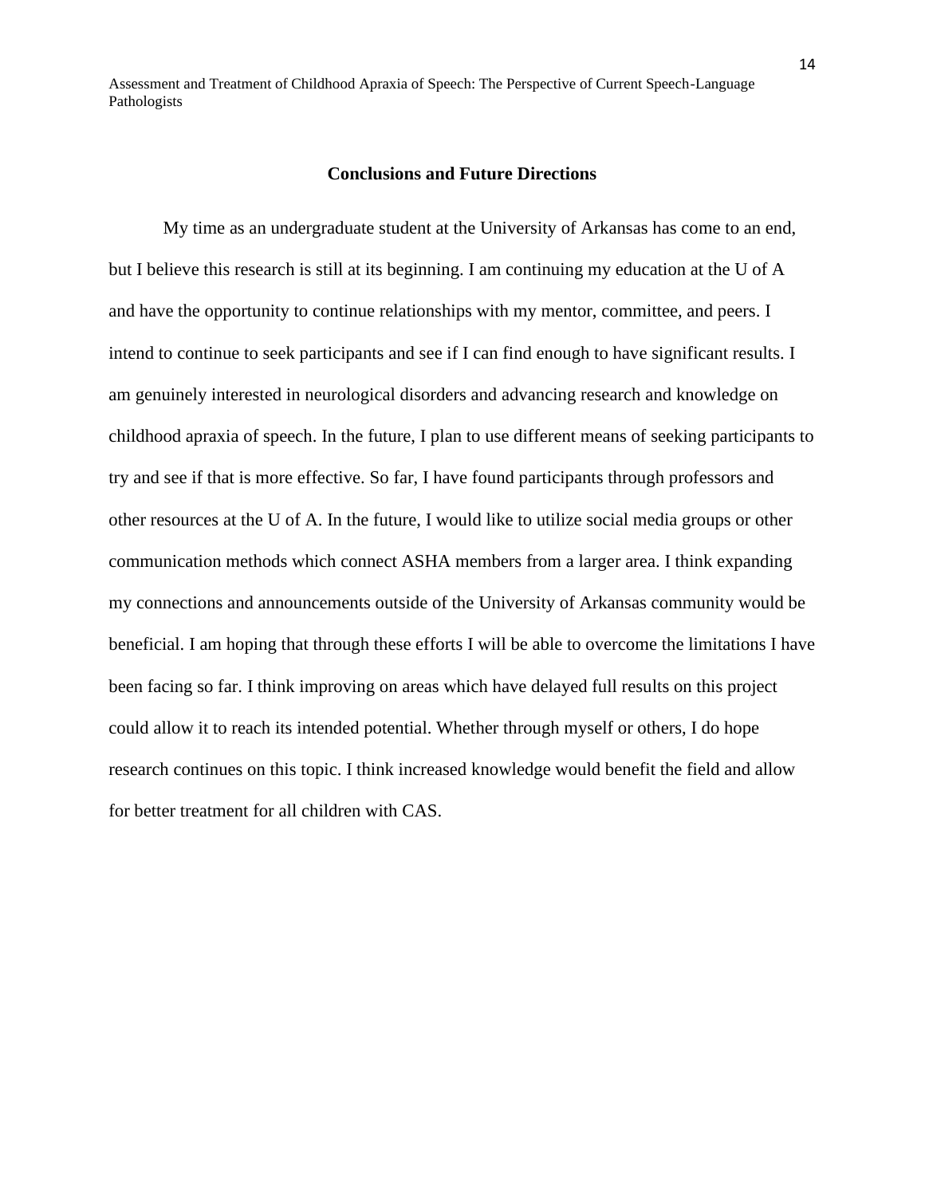## Conclusions and Future Directions

My time as an undergraduate student at the University of Arkansas has come to an end, but I believe this research is still at its beginning. I am continuing my education at the U of A and have the opportunity to continue relationships with my mentor, committee, and peers. I intend to continue to seek participants and see if I can find enough to have significant results. I am genuinely interested in neurological disorders and advancing research and knowledge on childhood apraxia of speech. In the future, I plan to use different means of seeking participants to try and see if that is more effective. So far, I have found participants through professors and other resources at the U of A. In the future, I would like to utilize social media groups or other communication methods which connect ASHA members from a larger area. I think expanding my connections and announcements outside of the University of Arkansas community would be beneficial. I am hoping that through these efforts I will be able to overcome the limitations I have been facing so far. I think improving on areas which have delayed full results on this project could allow it to reach its intended potential. Whether through myself or others, I do hope research continues on this topic. I think increased knowledge would benefit the field and allow for better treatment for all children with CAS.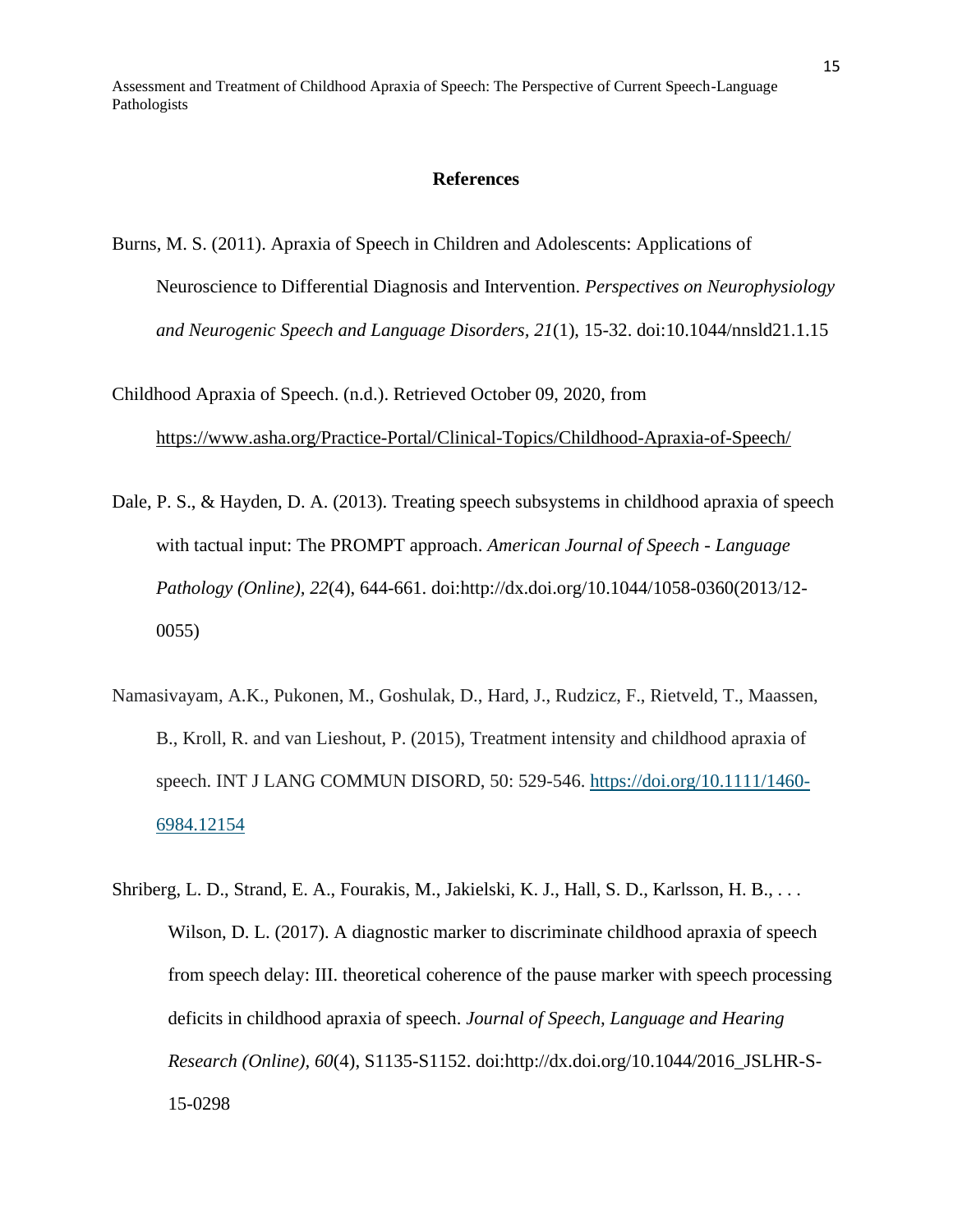## References

Burns, M. S. (2011). Apraxia of Speech in Children and Adolescents: Applications of Neuroscience to Differential Diagnosis and Intervention. *Perspectives on Neurophysiology and Neurogenic Speech and Language Disorders, 21*(1), 15-32. doi:10.1044/nnsld21.1.15

Childhood Apraxia of Speech. (n.d.). Retrieved October 09, 2020, from https://www.asha.org/Practice-Portal/Clinical-Topics/Childhood-Apraxia-of-Speech/

Dale, P. S., & Hayden, D. A. (2013). Treating speech subsystems in childhood apraxia of speech with tactual input: The PROMPT approach. *American Journal of Speech - Language Pathology (Online), 22*(4), 644-661. doi:http://dx.doi.org/10.1044/1058-0360(2013/12-0055)

Namasivayam, A.K., Pukonen, M., Goshulak, D., Hard, J., Rudzicz, F., Rietveld, T., Maassen, B., Kroll, R. and van Lieshout, P. (2015), Treatment intensity and childhood apraxia of speech. INT J LANG COMMUN DISORD, 50: 529-546. https://doi.org/10.1111/1460-6984.12154

Shriberg, L. D., Strand, E. A., Fourakis, M., Jakielski, K. J., Hall, S. D., Karlsson, H. B., . . . Wilson, D. L. (2017). A diagnostic marker to discriminate childhood apraxia of speech from speech delay: III. theoretical coherence of the pause marker with speech processing deficits in childhood apraxia of speech. *Journal of Speech, Language and Hearing Research (Online), 60*(4), S1135-S1152. doi:http://dx.doi.org/10.1044/2016_JSLHR-S-15-0298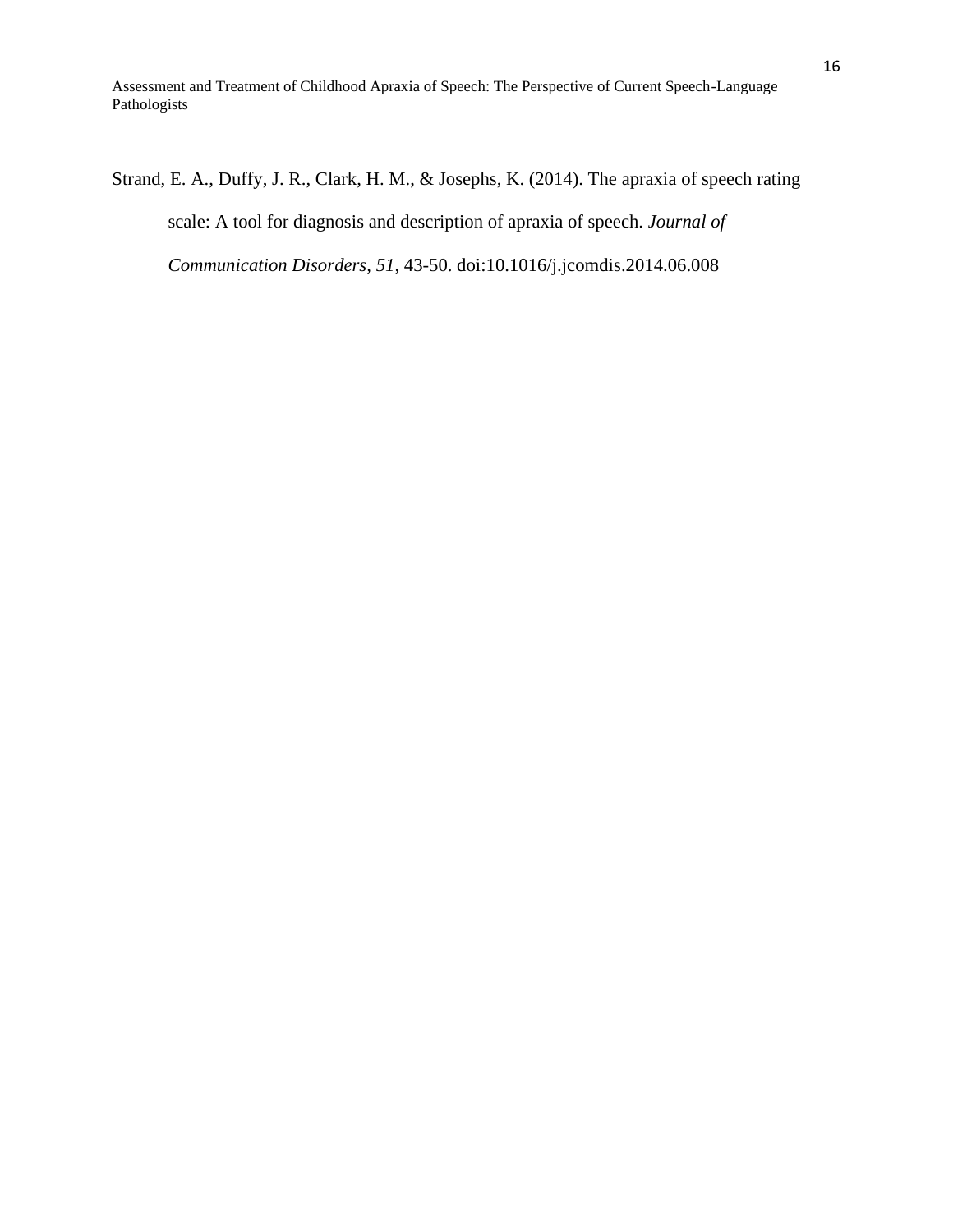Strand, E. A., Duffy, J. R., Clark, H. M., & Josephs, K. (2014). The apraxia of speech rating scale: A tool for diagnosis and description of apraxia of speech. *Journal of Communication Disorders, 51*, 43-50. doi:10.1016/j.jcomdis.2014.06.008